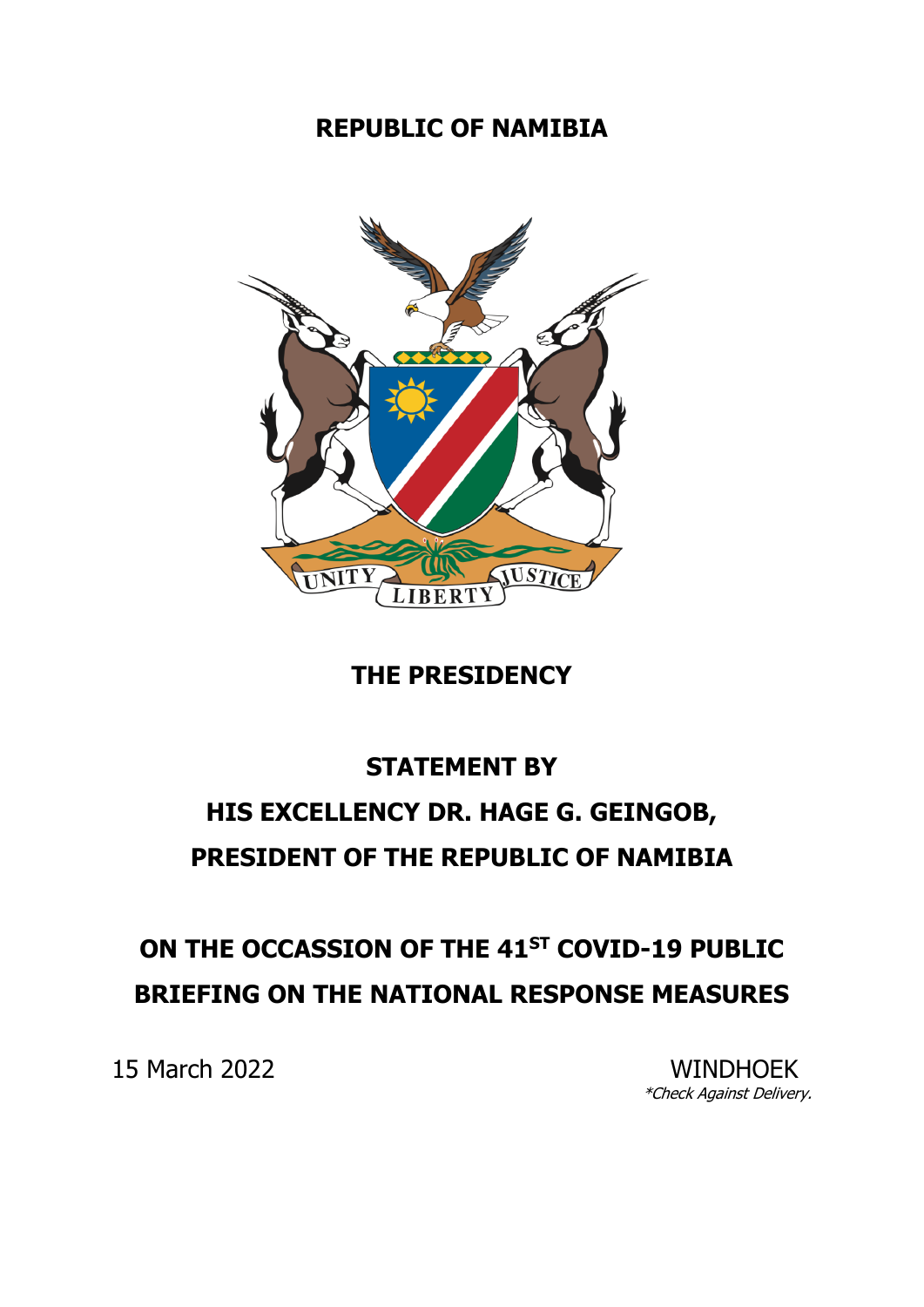# REPUBLIC OF NAMIBIA

## THE PRESIDENCY

## STATEMENT BY

## HIS EXCELLENCY DR. HAGE G. GEINGOB, PRESIDENT OF THE REPUBLIC OF NAMIBIA

## ON THE OCCASSION OF THE 41ST COVID-19 PUBLIC BRIEFING ON THE NATIONAL RESPONSE MEASURES

15 March 2022 WINDHOEK

*\*Check Against Delivery.*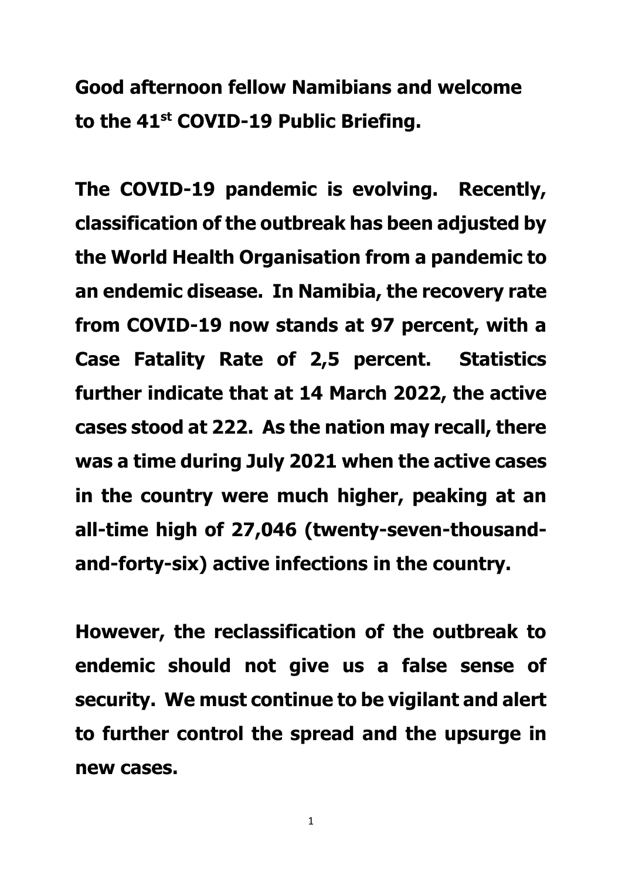**Good afternoon fellow Namibians and welcome to the 41st COVID-19 Public Briefing.**

**The COVID-19 pandemic is evolving. Recently, classification of the outbreak has been adjusted by the World Health Organisation from a pandemic to an endemic disease. In Namibia, the recovery rate from COVID-19 now stands at 97 percent, with a Case Fatality Rate of 2,5 percent. Statistics further indicate that at 14 March 2022, the active cases stood at 222. As the nation may recall, there was a time during July 2021 when the active cases in the country were much higher, peaking at an all-time high of 27,046 (twenty-seven-thousand-and-forty-six) active infections in the country.**

**However, the reclassification of the outbreak to endemic should not give us a false sense of security. We must continue to be vigilant and alert to further control the spread and the upsurge in new cases.**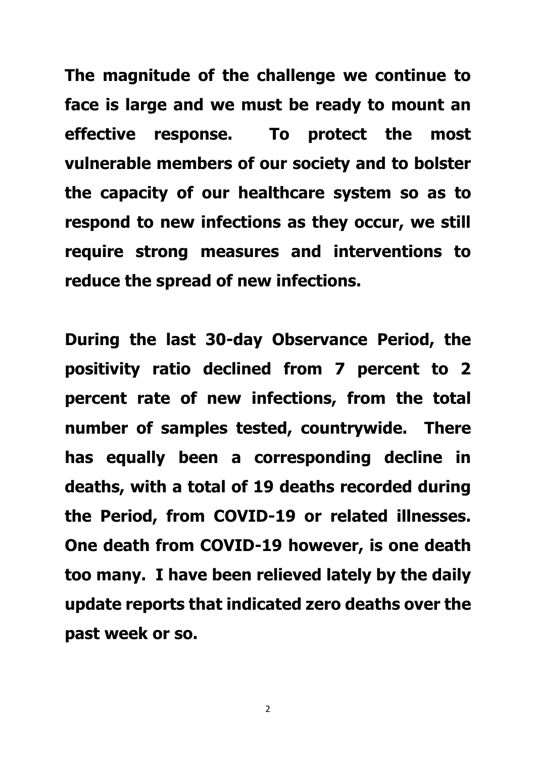**The magnitude of the challenge we continue to face is large and we must be ready to mount an effective response. To protect the most vulnerable members of our society and to bolster the capacity of our healthcare system so as to respond to new infections as they occur, we still require strong measures and interventions to reduce the spread of new infections.**

**During the last 30-day Observance Period, the positivity ratio declined from 7 percent to 2 percent rate of new infections, from the total number of samples tested, countrywide. There has equally been a corresponding decline in deaths, with a total of 19 deaths recorded during the Period, from COVID-19 or related illnesses. One death from COVID-19 however, is one death too many. I have been relieved lately by the daily update reports that indicated zero deaths over the past week or so.**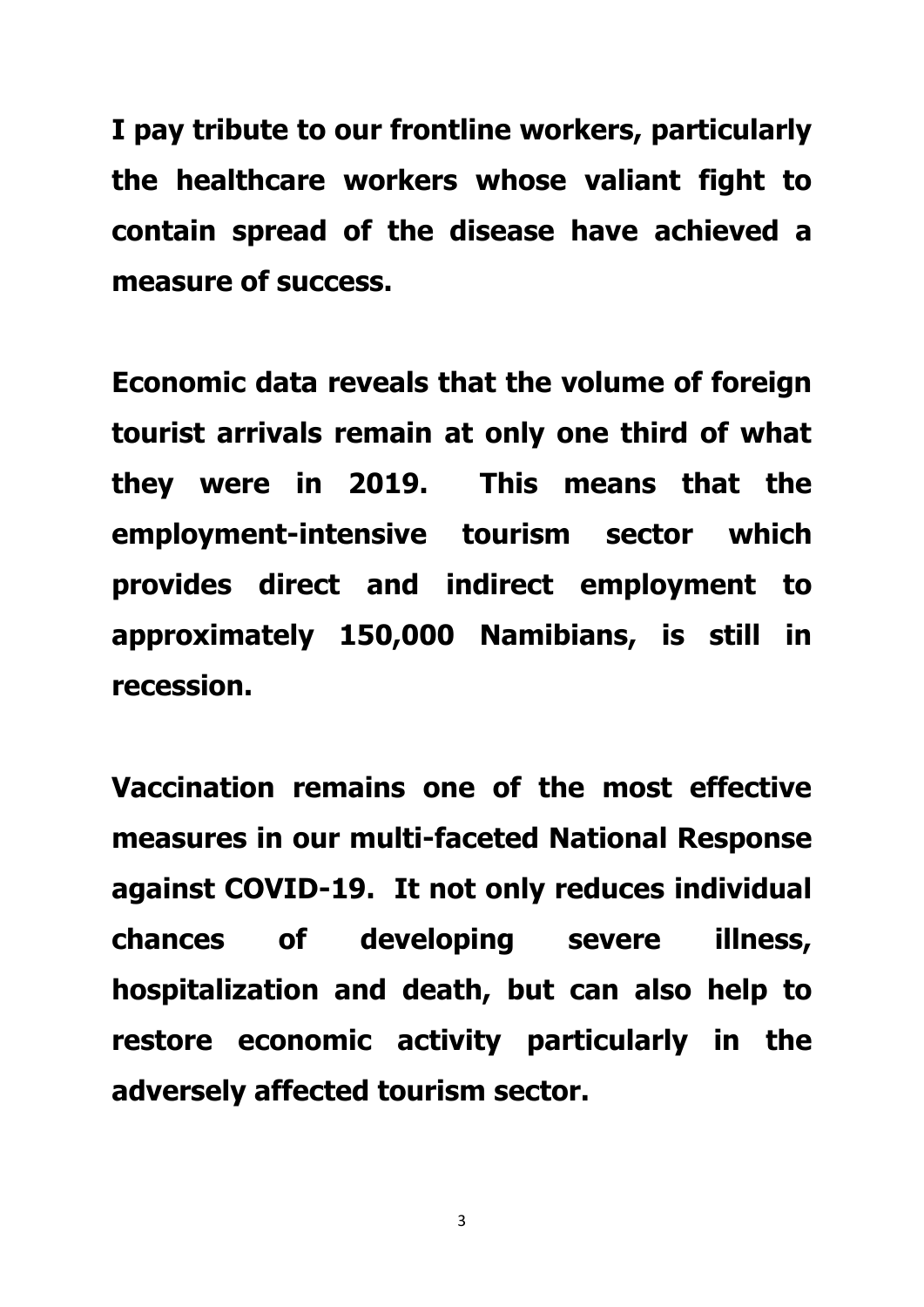**I pay tribute to our frontline workers, particularly the healthcare workers whose valiant fight to contain spread of the disease have achieved a measure of success.**

**Economic data reveals that the volume of foreign tourist arrivals remain at only one third of what they were in 2019. This means that the employment-intensive tourism sector which provides direct and indirect employment to approximately 150,000 Namibians, is still in recession.**

**Vaccination remains one of the most effective measures in our multi-faceted National Response against COVID-19. It not only reduces individual chances of developing severe illness, hospitalization and death, but can also help to restore economic activity particularly in the adversely affected tourism sector.**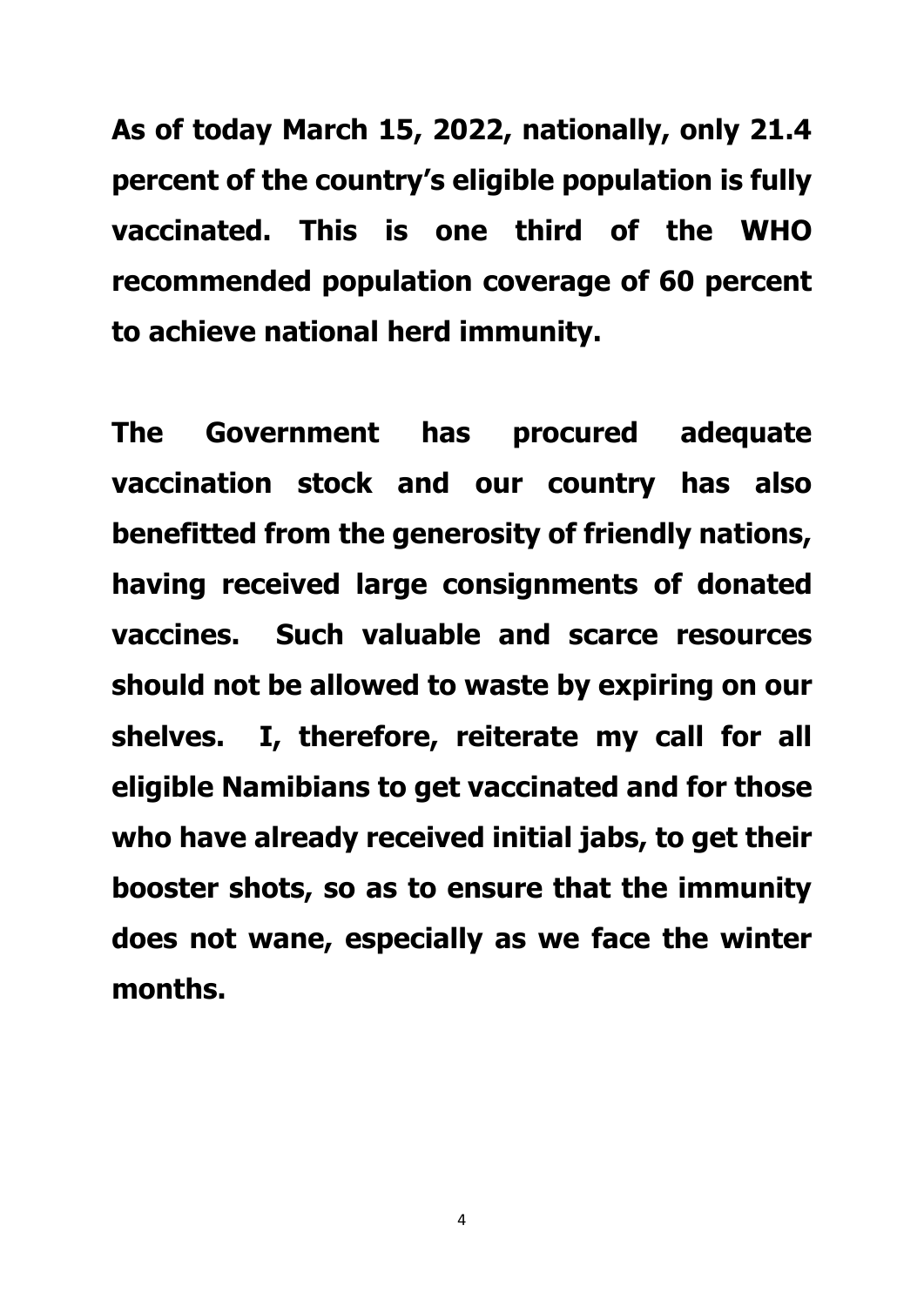**As of today March 15, 2022, nationally, only 21.4 percent of the country's eligible population is fully vaccinated. This is one third of the WHO recommended population coverage of 60 percent to achieve national herd immunity.**

**The Government has procured adequate vaccination stock and our country has also benefitted from the generosity of friendly nations, having received large consignments of donated vaccines. Such valuable and scarce resources should not be allowed to waste by expiring on our shelves. I, therefore, reiterate my call for all eligible Namibians to get vaccinated and for those who have already received initial jabs, to get their booster shots, so as to ensure that the immunity does not wane, especially as we face the winter months.**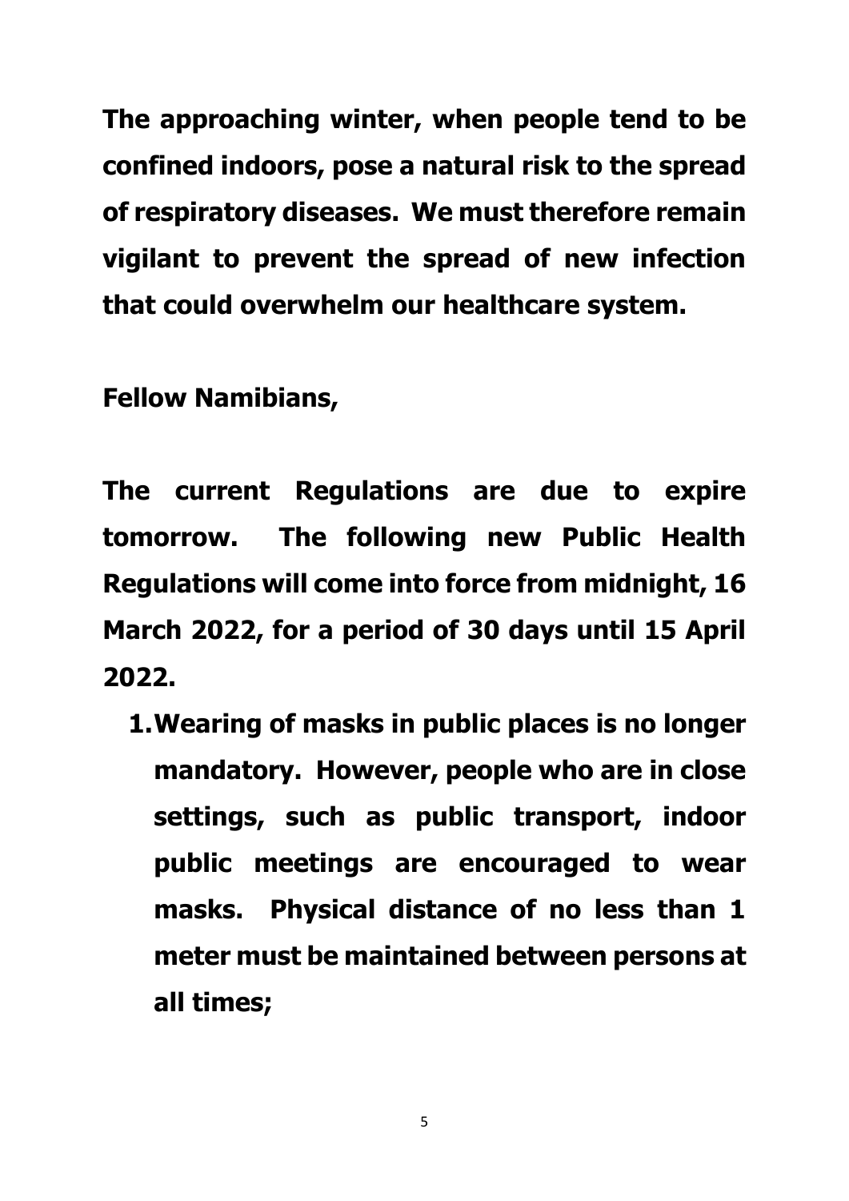**The approaching winter, when people tend to be confined indoors, pose a natural risk to the spread of respiratory diseases. We must therefore remain vigilant to prevent the spread of new infection that could overwhelm our healthcare system.**

**Fellow Namibians,**

**The current Regulations are due to expire tomorrow. The following new Public Health Regulations will come into force from midnight, 16 March 2022, for a period of 30 days until 15 April 2022.**

1. **Wearing of masks in public places is no longer mandatory. However, people who are in close settings, such as public transport, indoor public meetings are encouraged to wear masks. Physical distance of no less than 1 meter must be maintained between persons at all times;**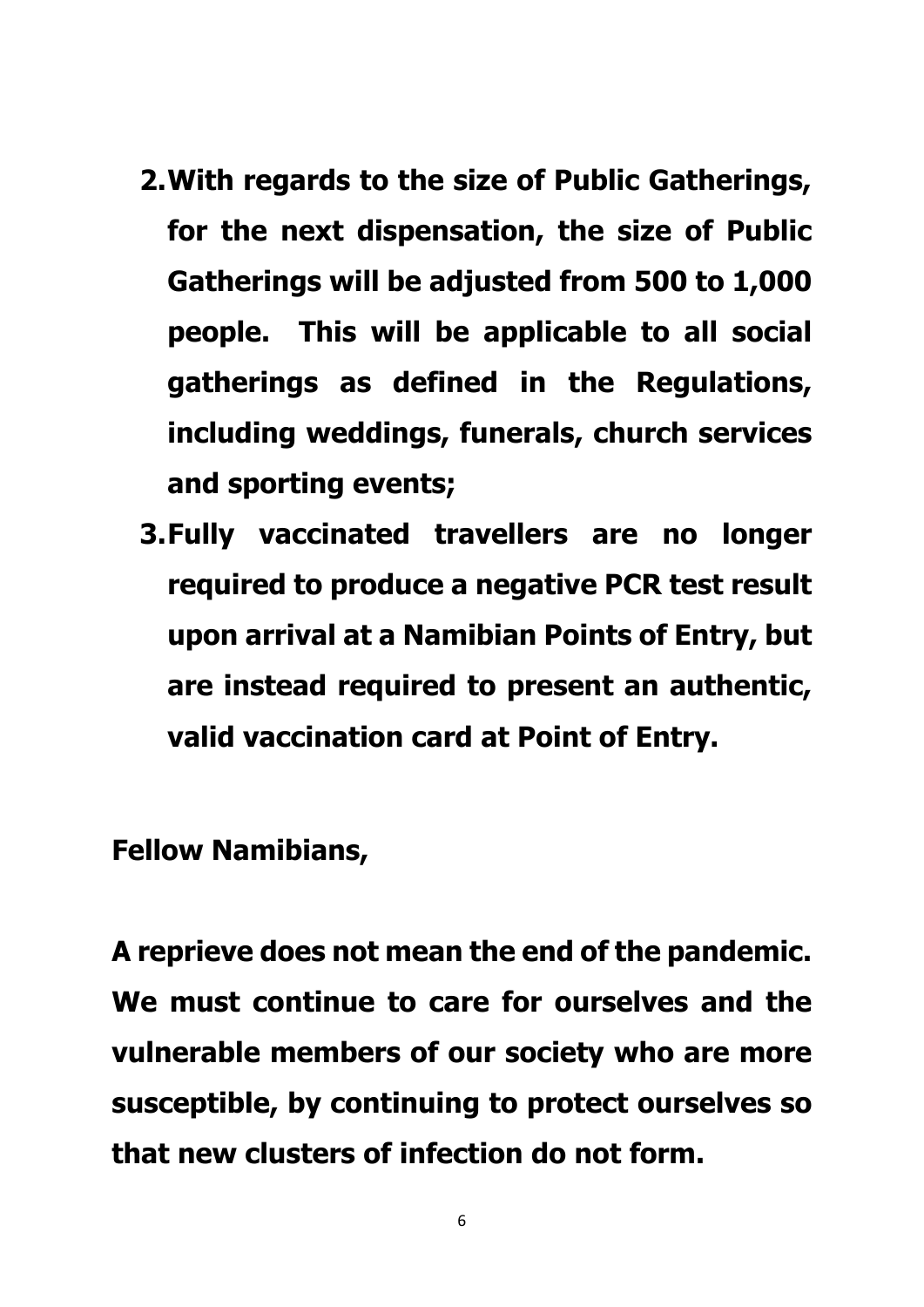2. **With regards to the size of Public Gatherings, for the next dispensation, the size of Public Gatherings will be adjusted from 500 to 1,000 people. This will be applicable to all social gatherings as defined in the Regulations, including weddings, funerals, church services and sporting events;**
3. **Fully vaccinated travellers are no longer required to produce a negative PCR test result upon arrival at a Namibian Points of Entry, but are instead required to present an authentic, valid vaccination card at Point of Entry.**

**Fellow Namibians,**

**A reprieve does not mean the end of the pandemic. We must continue to care for ourselves and the vulnerable members of our society who are more susceptible, by continuing to protect ourselves so that new clusters of infection do not form.**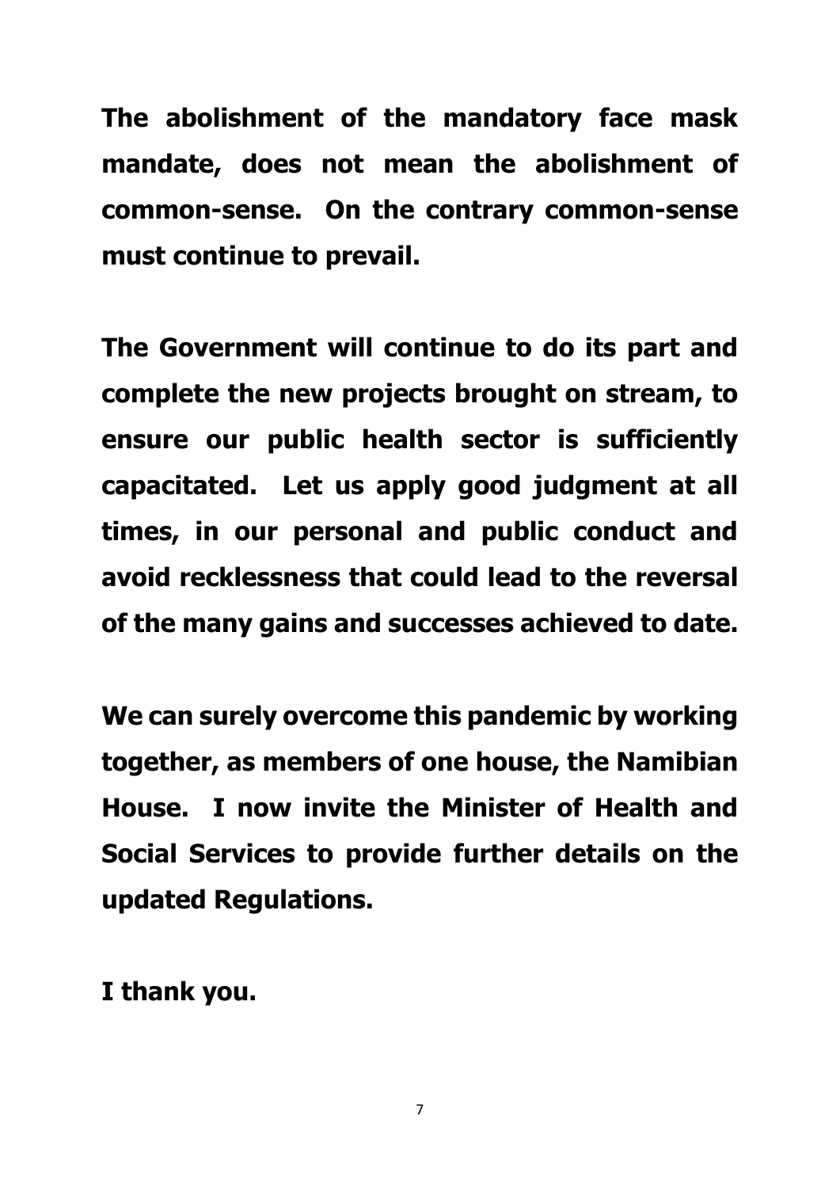**The abolishment of the mandatory face mask mandate, does not mean the abolishment of common-sense. On the contrary common-sense must continue to prevail.**

**The Government will continue to do its part and complete the new projects brought on stream, to ensure our public health sector is sufficiently capacitated. Let us apply good judgment at all times, in our personal and public conduct and avoid recklessness that could lead to the reversal of the many gains and successes achieved to date.**

**We can surely overcome this pandemic by working together, as members of one house, the Namibian House. I now invite the Minister of Health and Social Services to provide further details on the updated Regulations.**

**I thank you.**